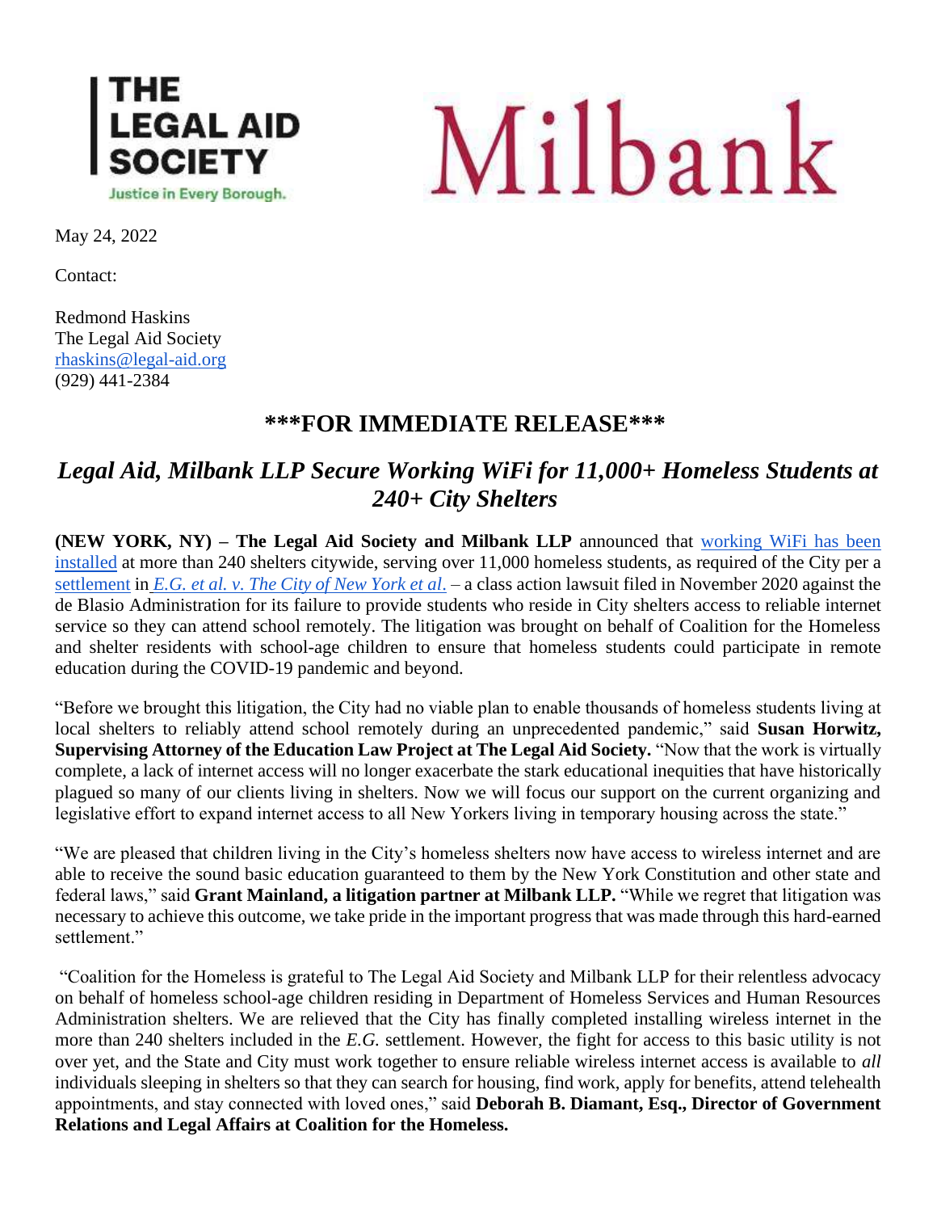THE LEGAL AID SOCIETY
Justice in Every Borough.

Milbank

May 24, 2022

Contact:

Redmond Haskins
The Legal Aid Society
rhaskins@legal-aid.org
(929) 441-2384

## ***FOR IMMEDIATE RELEASE***

## *Legal Aid, Milbank LLP Secure Working WiFi for 11,000+ Homeless Students at 240+ City Shelters*

**(NEW YORK, NY) – The Legal Aid Society and Milbank LLP** announced that working WiFi has been installed at more than 240 shelters citywide, serving over 11,000 homeless students, as required of the City per a settlement in *E.G. et al. v. The City of New York et al.* – a class action lawsuit filed in November 2020 against the de Blasio Administration for its failure to provide students who reside in City shelters access to reliable internet service so they can attend school remotely. The litigation was brought on behalf of Coalition for the Homeless and shelter residents with school-age children to ensure that homeless students could participate in remote education during the COVID-19 pandemic and beyond.

"Before we brought this litigation, the City had no viable plan to enable thousands of homeless students living at local shelters to reliably attend school remotely during an unprecedented pandemic," said **Susan Horwitz, Supervising Attorney of the Education Law Project at The Legal Aid Society.** "Now that the work is virtually complete, a lack of internet access will no longer exacerbate the stark educational inequities that have historically plagued so many of our clients living in shelters. Now we will focus our support on the current organizing and legislative effort to expand internet access to all New Yorkers living in temporary housing across the state."

"We are pleased that children living in the City's homeless shelters now have access to wireless internet and are able to receive the sound basic education guaranteed to them by the New York Constitution and other state and federal laws," said **Grant Mainland, a litigation partner at Milbank LLP.** "While we regret that litigation was necessary to achieve this outcome, we take pride in the important progress that was made through this hard-earned settlement."

"Coalition for the Homeless is grateful to The Legal Aid Society and Milbank LLP for their relentless advocacy on behalf of homeless school-age children residing in Department of Homeless Services and Human Resources Administration shelters. We are relieved that the City has finally completed installing wireless internet in the more than 240 shelters included in the *E.G.* settlement. However, the fight for access to this basic utility is not over yet, and the State and City must work together to ensure reliable wireless internet access is available to *all* individuals sleeping in shelters so that they can search for housing, find work, apply for benefits, attend telehealth appointments, and stay connected with loved ones," said **Deborah B. Diamant, Esq., Director of Government Relations and Legal Affairs at Coalition for the Homeless.**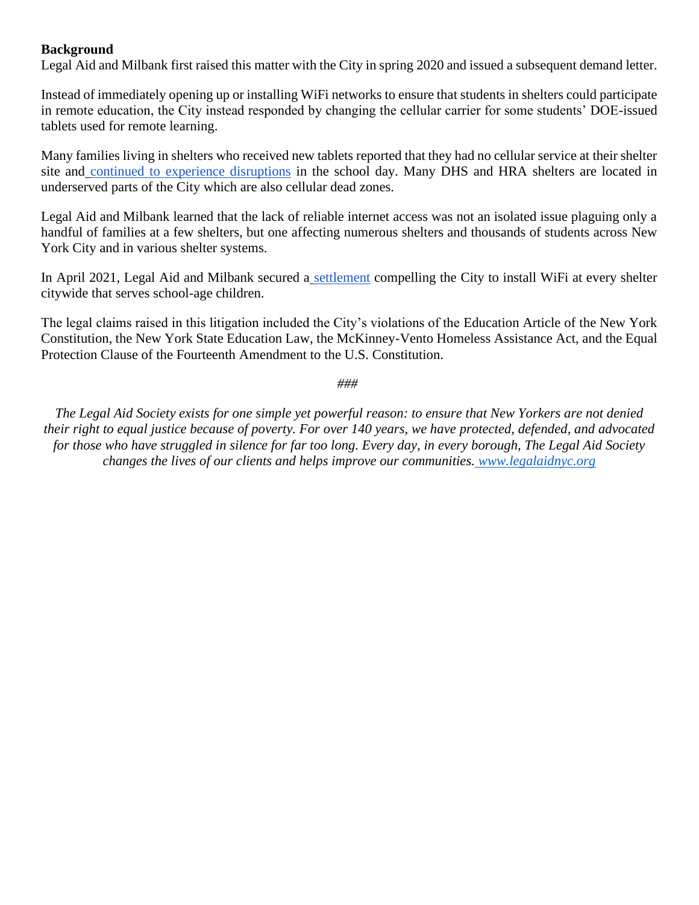**Background**

Legal Aid and Milbank first raised this matter with the City in spring 2020 and issued a subsequent demand letter.

Instead of immediately opening up or installing WiFi networks to ensure that students in shelters could participate in remote education, the City instead responded by changing the cellular carrier for some students' DOE-issued tablets used for remote learning.

Many families living in shelters who received new tablets reported that they had no cellular service at their shelter site and continued to experience disruptions in the school day. Many DHS and HRA shelters are located in underserved parts of the City which are also cellular dead zones.

Legal Aid and Milbank learned that the lack of reliable internet access was not an isolated issue plaguing only a handful of families at a few shelters, but one affecting numerous shelters and thousands of students across New York City and in various shelter systems.

In April 2021, Legal Aid and Milbank secured a settlement compelling the City to install WiFi at every shelter citywide that serves school-age children.

The legal claims raised in this litigation included the City's violations of the Education Article of the New York Constitution, the New York State Education Law, the McKinney-Vento Homeless Assistance Act, and the Equal Protection Clause of the Fourteenth Amendment to the U.S. Constitution.

###

*The Legal Aid Society exists for one simple yet powerful reason: to ensure that New Yorkers are not denied their right to equal justice because of poverty. For over 140 years, we have protected, defended, and advocated for those who have struggled in silence for far too long. Every day, in every borough, The Legal Aid Society changes the lives of our clients and helps improve our communities. www.legalaidnyc.org*